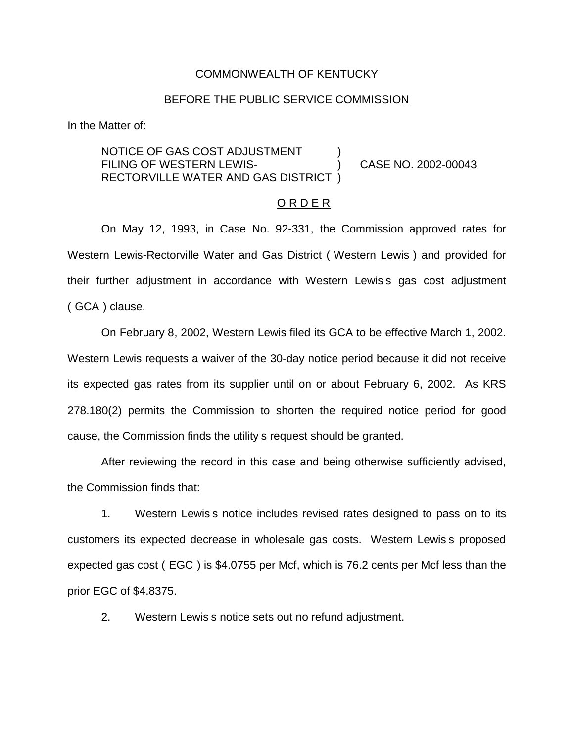COMMONWEALTH OF KENTUCKY

BEFORE THE PUBLIC SERVICE COMMISSION

In the Matter of:

NOTICE OF GAS COST ADJUSTMENT FILING OF WESTERN LEWIS-RECTORVILLE WATER AND GAS DISTRICT ) CASE NO. 2002-00043

O R D E R

On May 12, 1993, in Case No. 92-331, the Commission approved rates for Western Lewis-Rectorville Water and Gas District ( Western Lewis ) and provided for their further adjustment in accordance with Western Lewis s gas cost adjustment ( GCA ) clause.

On February 8, 2002, Western Lewis filed its GCA to be effective March 1, 2002. Western Lewis requests a waiver of the 30-day notice period because it did not receive its expected gas rates from its supplier until on or about February 6, 2002. As KRS 278.180(2) permits the Commission to shorten the required notice period for good cause, the Commission finds the utility s request should be granted.

After reviewing the record in this case and being otherwise sufficiently advised, the Commission finds that:

1. Western Lewis s notice includes revised rates designed to pass on to its customers its expected decrease in wholesale gas costs. Western Lewis s proposed expected gas cost ( EGC ) is $4.0755 per Mcf, which is 76.2 cents per Mcf less than the prior EGC of $4.8375.

2. Western Lewis s notice sets out no refund adjustment.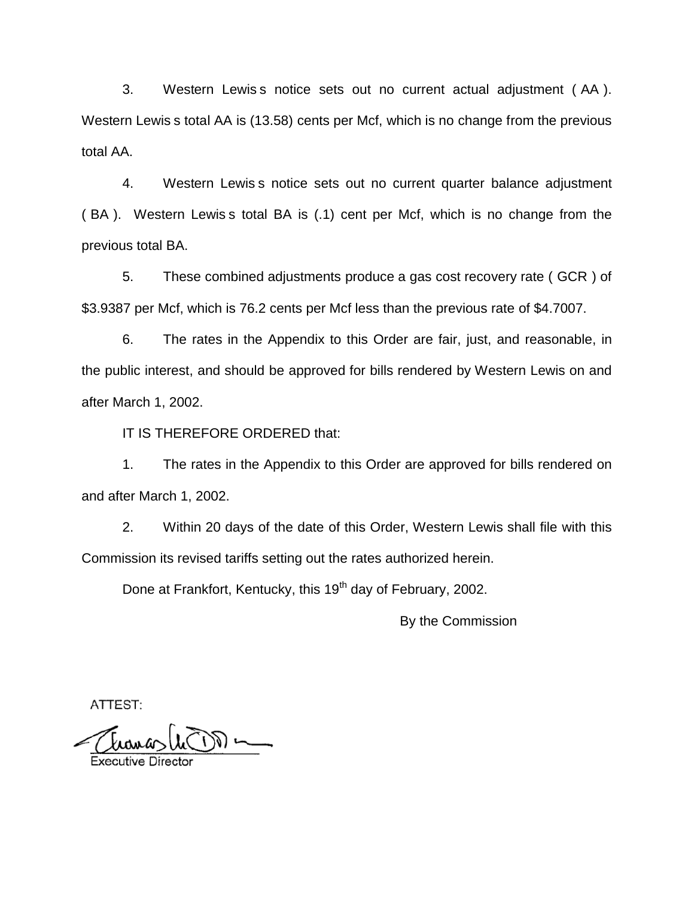3. Western Lewis s notice sets out no current actual adjustment ( AA ). Western Lewis s total AA is (13.58) cents per Mcf, which is no change from the previous total AA.

4. Western Lewis s notice sets out no current quarter balance adjustment ( BA ). Western Lewis s total BA is (.1) cent per Mcf, which is no change from the previous total BA.

5. These combined adjustments produce a gas cost recovery rate ( GCR ) of $3.9387 per Mcf, which is 76.2 cents per Mcf less than the previous rate of $4.7007.

6. The rates in the Appendix to this Order are fair, just, and reasonable, in the public interest, and should be approved for bills rendered by Western Lewis on and after March 1, 2002.

IT IS THEREFORE ORDERED that:

1. The rates in the Appendix to this Order are approved for bills rendered on and after March 1, 2002.

2. Within 20 days of the date of this Order, Western Lewis shall file with this Commission its revised tariffs setting out the rates authorized herein.

Done at Frankfort, Kentucky, this 19th day of February, 2002.

By the Commission

ATTEST:

Executive Director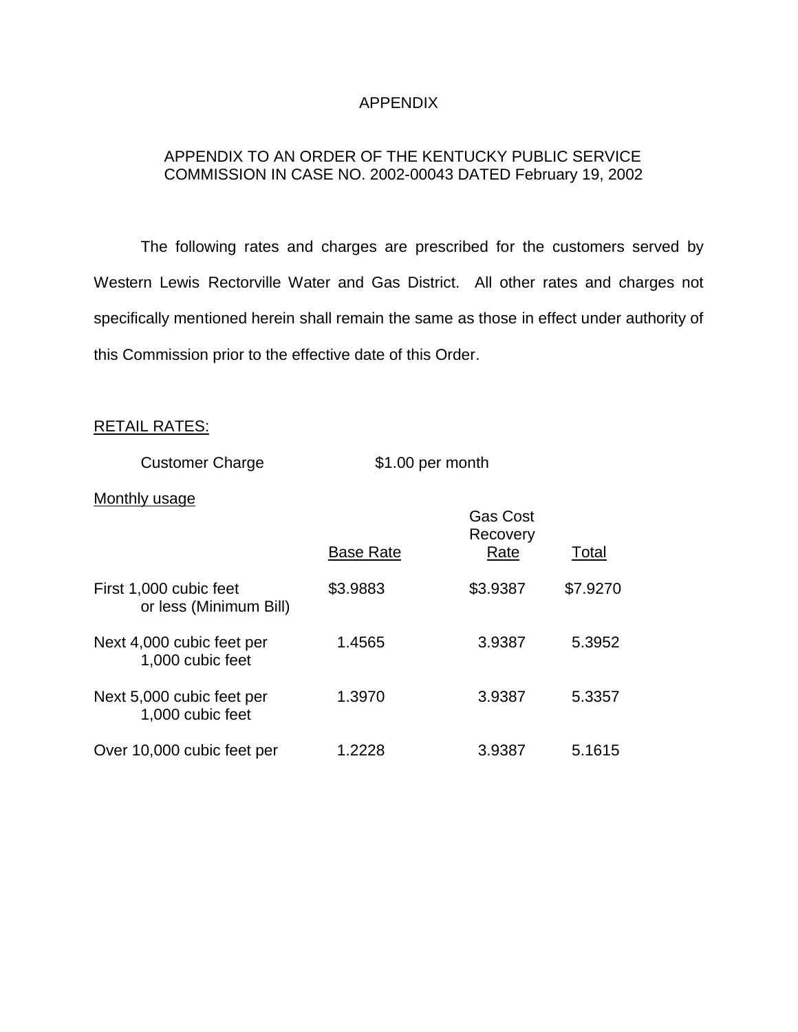APPENDIX

APPENDIX TO AN ORDER OF THE KENTUCKY PUBLIC SERVICE COMMISSION IN CASE NO. 2002-00043 DATED February 19, 2002

The following rates and charges are prescribed for the customers served by Western Lewis Rectorville Water and Gas District. All other rates and charges not specifically mentioned herein shall remain the same as those in effect under authority of this Commission prior to the effective date of this Order.

RETAIL RATES:

Customer Charge $1.00 per month

Monthly usage

| | Base Rate | Gas Cost Recovery Rate | Total |
|---|---|---|---|
| First 1,000 cubic feet or less (Minimum Bill) | $3.9883 | $3.9387 | $7.9270 |
| Next 4,000 cubic feet per 1,000 cubic feet | 1.4565 | 3.9387 | 5.3952 |
| Next 5,000 cubic feet per 1,000 cubic feet | 1.3970 | 3.9387 | 5.3357 |
| Over 10,000 cubic feet per | 1.2228 | 3.9387 | 5.1615 |